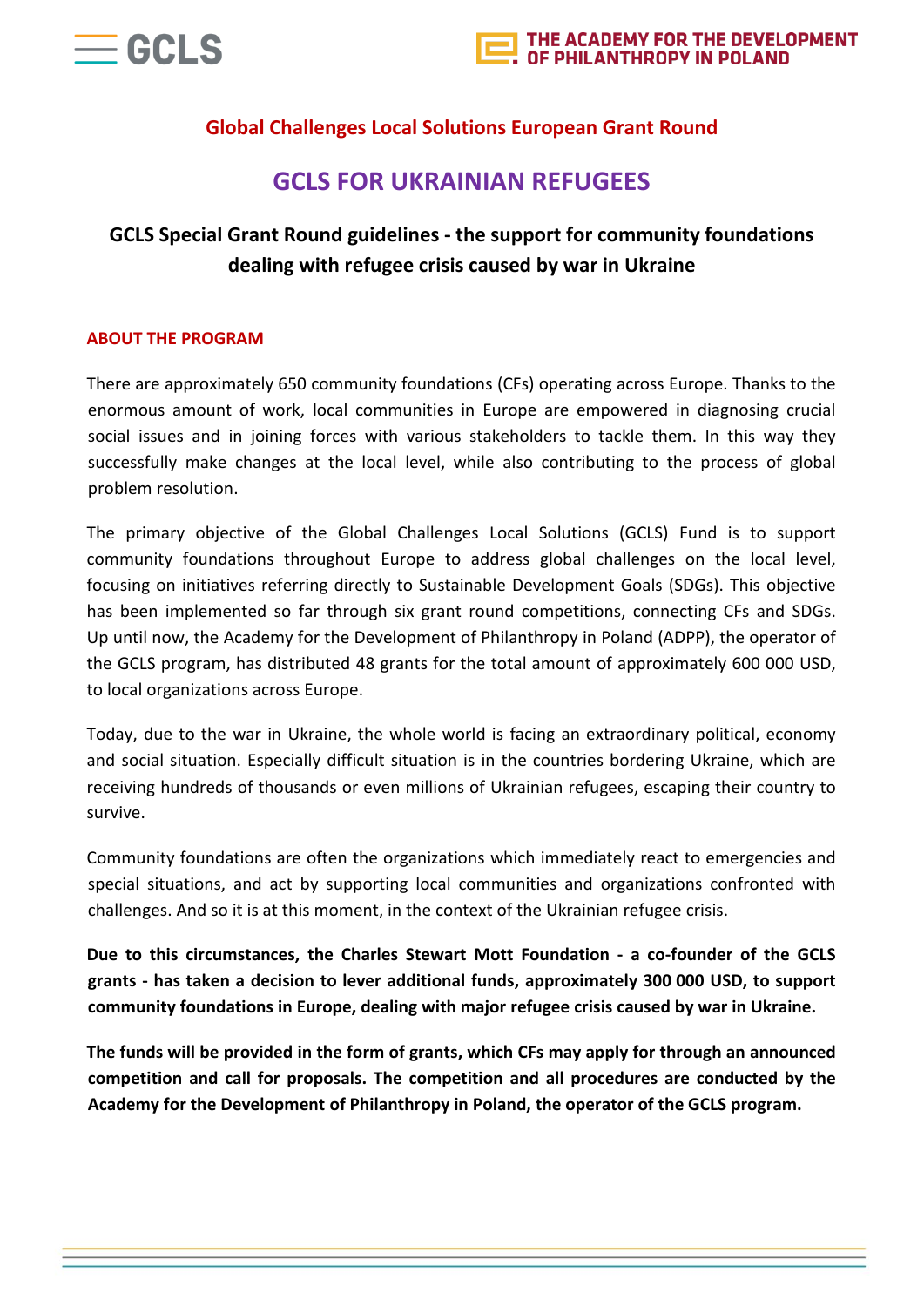GCLS

THE ACADEMY FOR THE DEVELOPMENT OF PHILANTHROPY IN POLAND

## Global Challenges Local Solutions European Grant Round

# GCLS FOR UKRAINIAN REFUGEES

### GCLS Special Grant Round guidelines - the support for community foundations dealing with refugee crisis caused by war in Ukraine

## ABOUT THE PROGRAM

There are approximately 650 community foundations (CFs) operating across Europe. Thanks to the enormous amount of work, local communities in Europe are empowered in diagnosing crucial social issues and in joining forces with various stakeholders to tackle them. In this way they successfully make changes at the local level, while also contributing to the process of global problem resolution.

The primary objective of the Global Challenges Local Solutions (GCLS) Fund is to support community foundations throughout Europe to address global challenges on the local level, focusing on initiatives referring directly to Sustainable Development Goals (SDGs). This objective has been implemented so far through six grant round competitions, connecting CFs and SDGs. Up until now, the Academy for the Development of Philanthropy in Poland (ADPP), the operator of the GCLS program, has distributed 48 grants for the total amount of approximately 600 000 USD, to local organizations across Europe.

Today, due to the war in Ukraine, the whole world is facing an extraordinary political, economy and social situation. Especially difficult situation is in the countries bordering Ukraine, which are receiving hundreds of thousands or even millions of Ukrainian refugees, escaping their country to survive.

Community foundations are often the organizations which immediately react to emergencies and special situations, and act by supporting local communities and organizations confronted with challenges. And so it is at this moment, in the context of the Ukrainian refugee crisis.

**Due to this circumstances, the Charles Stewart Mott Foundation - a co-founder of the GCLS grants - has taken a decision to lever additional funds, approximately 300 000 USD, to support community foundations in Europe, dealing with major refugee crisis caused by war in Ukraine.**

**The funds will be provided in the form of grants, which CFs may apply for through an announced competition and call for proposals. The competition and all procedures are conducted by the Academy for the Development of Philanthropy in Poland, the operator of the GCLS program.**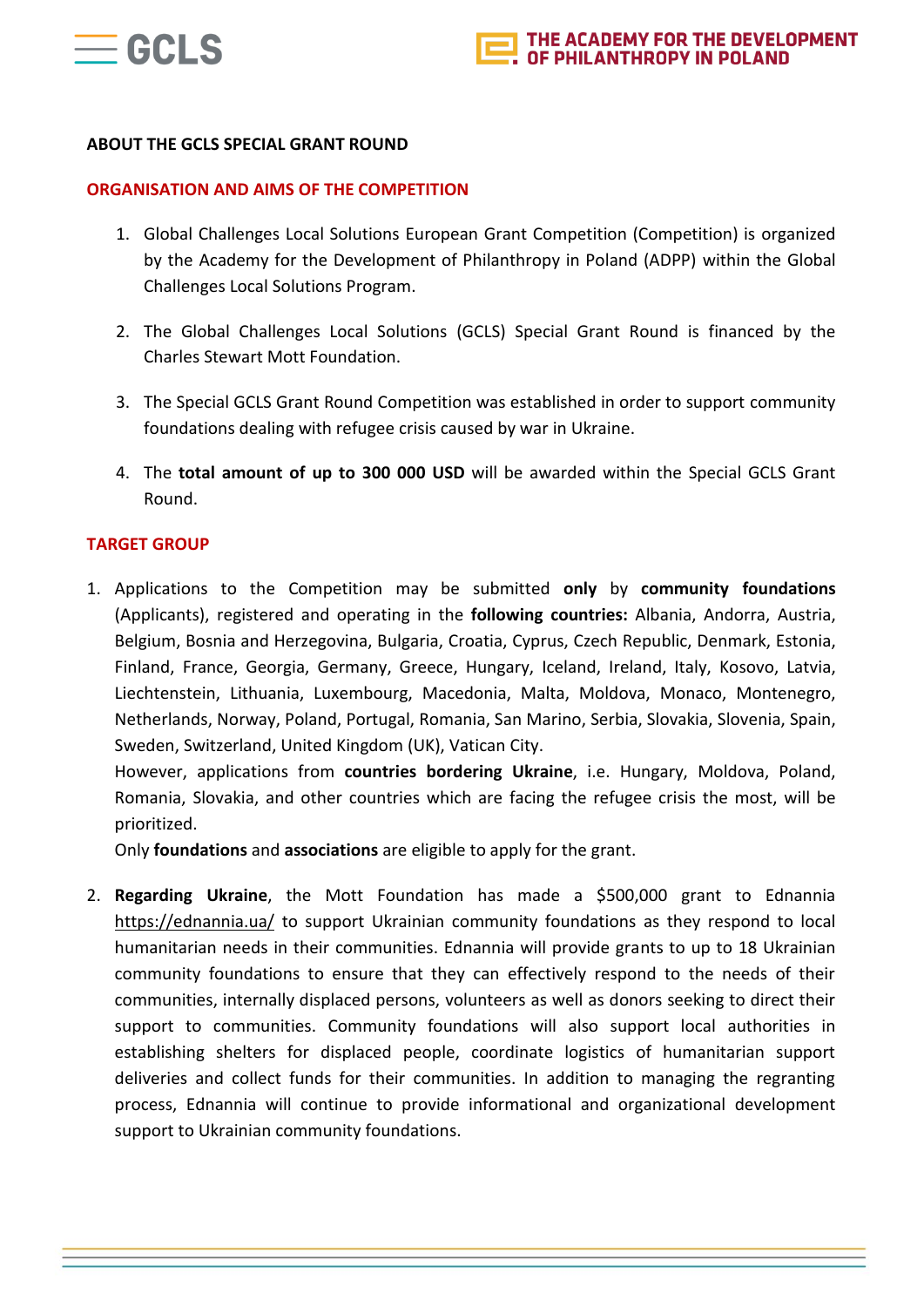## ABOUT THE GCLS SPECIAL GRANT ROUND

### ORGANISATION AND AIMS OF THE COMPETITION

1. Global Challenges Local Solutions European Grant Competition (Competition) is organized by the Academy for the Development of Philanthropy in Poland (ADPP) within the Global Challenges Local Solutions Program.

2. The Global Challenges Local Solutions (GCLS) Special Grant Round is financed by the Charles Stewart Mott Foundation.

3. The Special GCLS Grant Round Competition was established in order to support community foundations dealing with refugee crisis caused by war in Ukraine.

4. The **total amount of up to 300 000 USD** will be awarded within the Special GCLS Grant Round.

### TARGET GROUP

1. Applications to the Competition may be submitted **only** by **community foundations** (Applicants), registered and operating in the **following countries:** Albania, Andorra, Austria, Belgium, Bosnia and Herzegovina, Bulgaria, Croatia, Cyprus, Czech Republic, Denmark, Estonia, Finland, France, Georgia, Germany, Greece, Hungary, Iceland, Ireland, Italy, Kosovo, Latvia, Liechtenstein, Lithuania, Luxembourg, Macedonia, Malta, Moldova, Monaco, Montenegro, Netherlands, Norway, Poland, Portugal, Romania, San Marino, Serbia, Slovakia, Slovenia, Spain, Sweden, Switzerland, United Kingdom (UK), Vatican City.
   However, applications from **countries bordering Ukraine**, i.e. Hungary, Moldova, Poland, Romania, Slovakia, and other countries which are facing the refugee crisis the most, will be prioritized.
   Only **foundations** and **associations** are eligible to apply for the grant.

2. **Regarding Ukraine**, the Mott Foundation has made a $500,000 grant to Ednannia https://ednannia.ua/ to support Ukrainian community foundations as they respond to local humanitarian needs in their communities. Ednannia will provide grants to up to 18 Ukrainian community foundations to ensure that they can effectively respond to the needs of their communities, internally displaced persons, volunteers as well as donors seeking to direct their support to communities. Community foundations will also support local authorities in establishing shelters for displaced people, coordinate logistics of humanitarian support deliveries and collect funds for their communities. In addition to managing the regranting process, Ednannia will continue to provide informational and organizational development support to Ukrainian community foundations.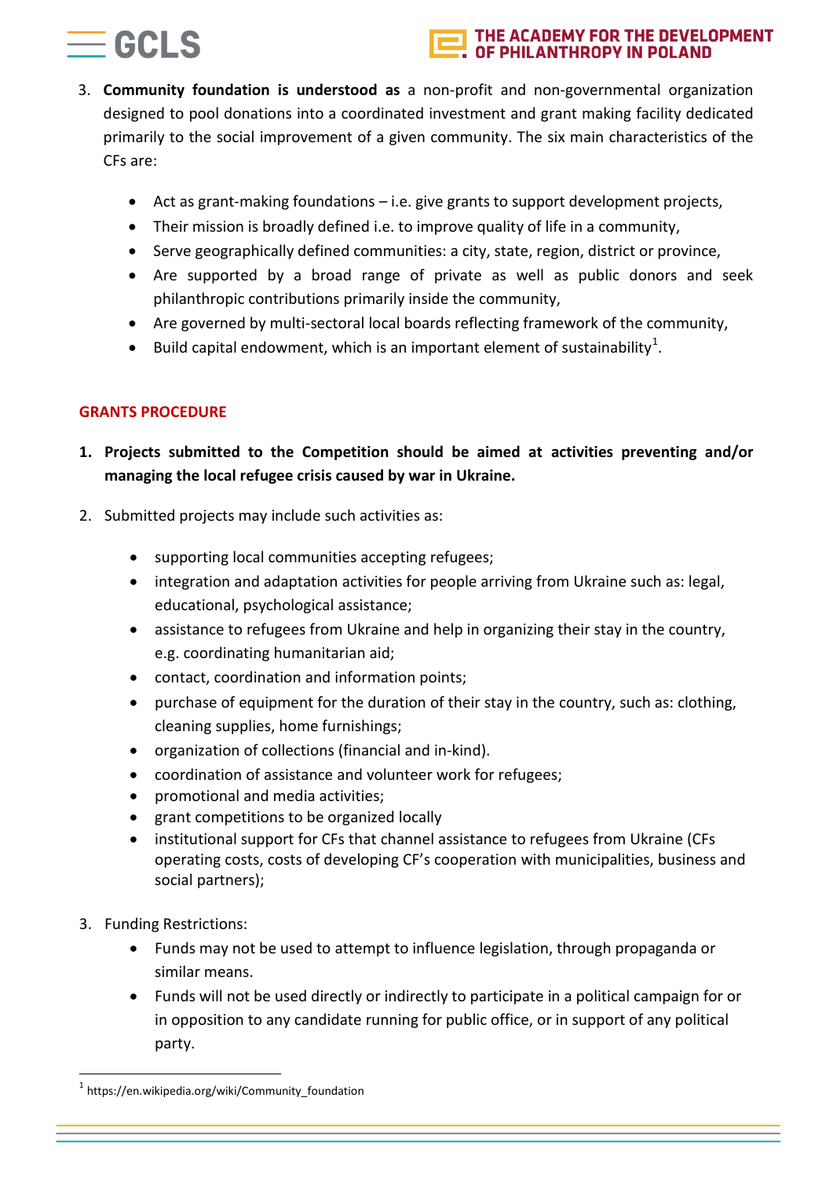3. **Community foundation is understood as** a non-profit and non-governmental organization designed to pool donations into a coordinated investment and grant making facility dedicated primarily to the social improvement of a given community. The six main characteristics of the CFs are:

    - Act as grant-making foundations – i.e. give grants to support development projects,
    - Their mission is broadly defined i.e. to improve quality of life in a community,
    - Serve geographically defined communities: a city, state, region, district or province,
    - Are supported by a broad range of private as well as public donors and seek philanthropic contributions primarily inside the community,
    - Are governed by multi-sectoral local boards reflecting framework of the community,
    - Build capital endowment, which is an important element of sustainability[1].

## GRANTS PROCEDURE

1. **Projects submitted to the Competition should be aimed at activities preventing and/or managing the local refugee crisis caused by war in Ukraine.**

2. Submitted projects may include such activities as:

    - supporting local communities accepting refugees;
    - integration and adaptation activities for people arriving from Ukraine such as: legal, educational, psychological assistance;
    - assistance to refugees from Ukraine and help in organizing their stay in the country, e.g. coordinating humanitarian aid;
    - contact, coordination and information points;
    - purchase of equipment for the duration of their stay in the country, such as: clothing, cleaning supplies, home furnishings;
    - organization of collections (financial and in-kind).
    - coordination of assistance and volunteer work for refugees;
    - promotional and media activities;
    - grant competitions to be organized locally
    - institutional support for CFs that channel assistance to refugees from Ukraine (CFs operating costs, costs of developing CF's cooperation with municipalities, business and social partners);

3. Funding Restrictions:
    - Funds may not be used to attempt to influence legislation, through propaganda or similar means.
    - Funds will not be used directly or indirectly to participate in a political campaign for or in opposition to any candidate running for public office, or in support of any political party.

[1] https://en.wikipedia.org/wiki/Community_foundation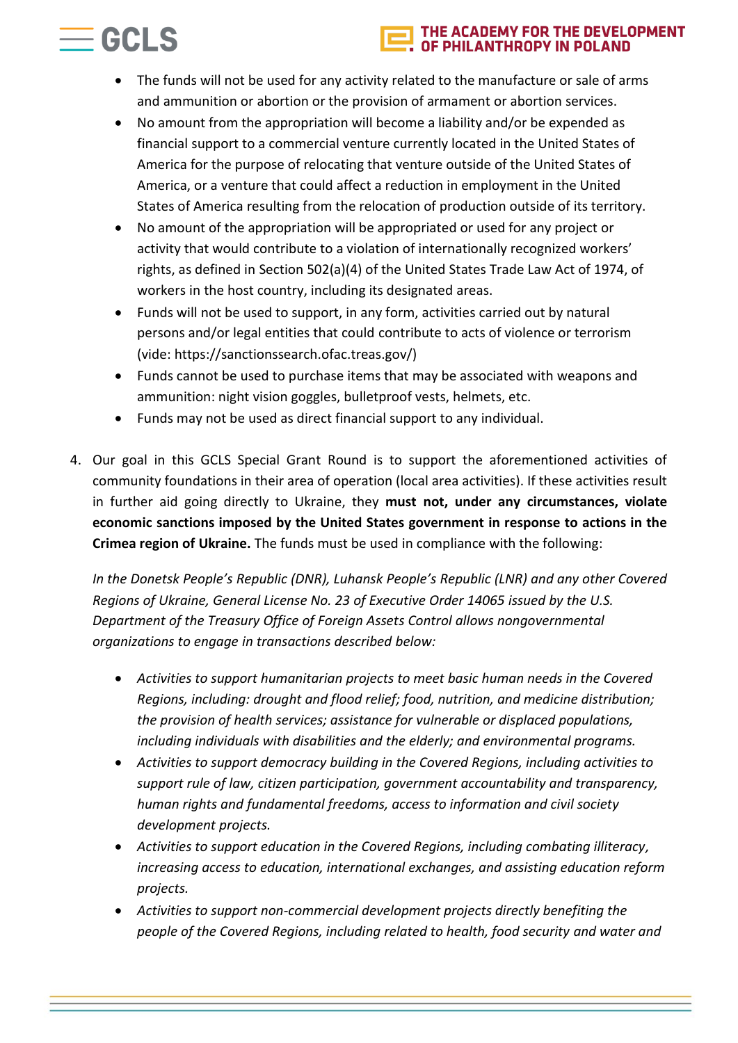- The funds will not be used for any activity related to the manufacture or sale of arms and ammunition or abortion or the provision of armament or abortion services.
- No amount from the appropriation will become a liability and/or be expended as financial support to a commercial venture currently located in the United States of America for the purpose of relocating that venture outside of the United States of America, or a venture that could affect a reduction in employment in the United States of America resulting from the relocation of production outside of its territory.
- No amount of the appropriation will be appropriated or used for any project or activity that would contribute to a violation of internationally recognized workers' rights, as defined in Section 502(a)(4) of the United States Trade Law Act of 1974, of workers in the host country, including its designated areas.
- Funds will not be used to support, in any form, activities carried out by natural persons and/or legal entities that could contribute to acts of violence or terrorism (vide: https://sanctionssearch.ofac.treas.gov/)
- Funds cannot be used to purchase items that may be associated with weapons and ammunition: night vision goggles, bulletproof vests, helmets, etc.
- Funds may not be used as direct financial support to any individual.

4. Our goal in this GCLS Special Grant Round is to support the aforementioned activities of community foundations in their area of operation (local area activities). If these activities result in further aid going directly to Ukraine, they **must not, under any circumstances, violate economic sanctions imposed by the United States government in response to actions in the Crimea region of Ukraine.** The funds must be used in compliance with the following:

   *In the Donetsk People's Republic (DNR), Luhansk People's Republic (LNR) and any other Covered Regions of Ukraine, General License No. 23 of Executive Order 14065 issued by the U.S. Department of the Treasury Office of Foreign Assets Control allows nongovernmental organizations to engage in transactions described below:*

   - *Activities to support humanitarian projects to meet basic human needs in the Covered Regions, including: drought and flood relief; food, nutrition, and medicine distribution; the provision of health services; assistance for vulnerable or displaced populations, including individuals with disabilities and the elderly; and environmental programs.*
   - *Activities to support democracy building in the Covered Regions, including activities to support rule of law, citizen participation, government accountability and transparency, human rights and fundamental freedoms, access to information and civil society development projects.*
   - *Activities to support education in the Covered Regions, including combating illiteracy, increasing access to education, international exchanges, and assisting education reform projects.*
   - *Activities to support non-commercial development projects directly benefiting the people of the Covered Regions, including related to health, food security and water and*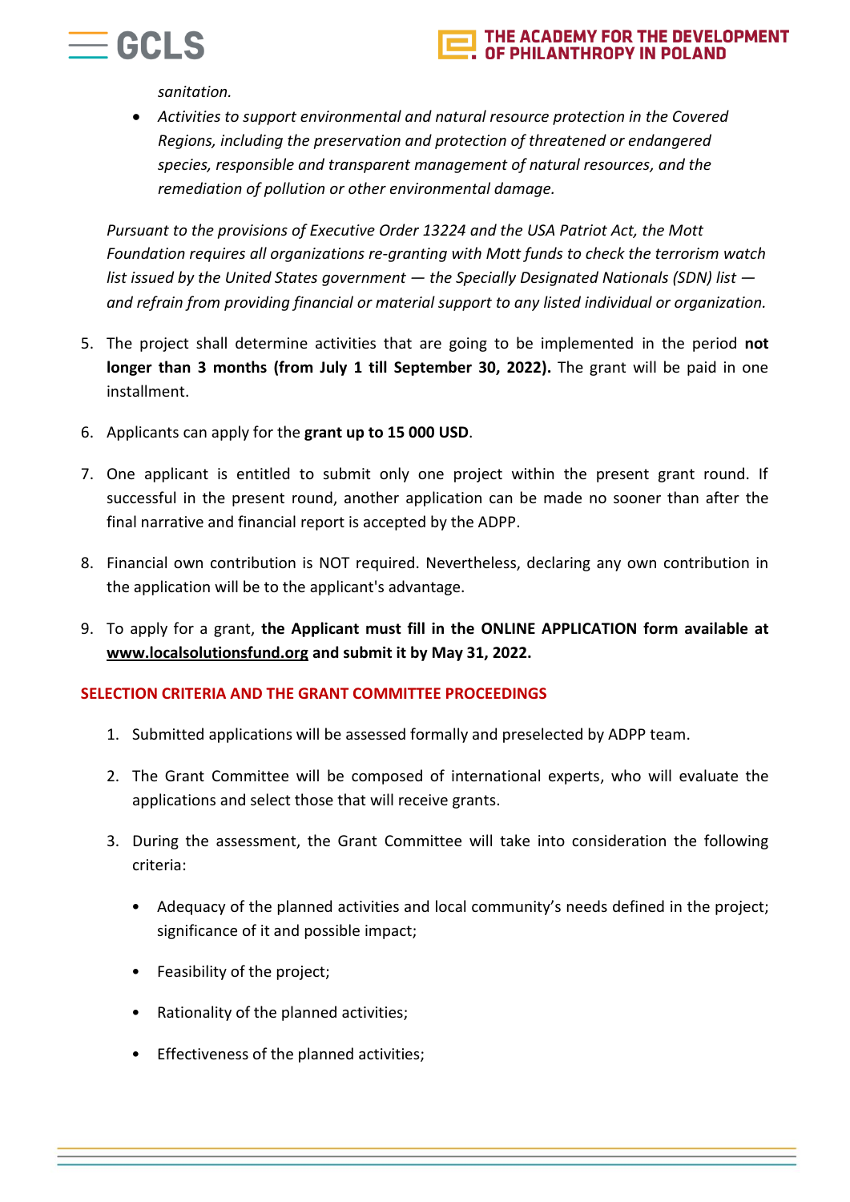*sanitation.*

- *Activities to support environmental and natural resource protection in the Covered Regions, including the preservation and protection of threatened or endangered species, responsible and transparent management of natural resources, and the remediation of pollution or other environmental damage.*

*Pursuant to the provisions of Executive Order 13224 and the USA Patriot Act, the Mott Foundation requires all organizations re-granting with Mott funds to check the terrorism watch list issued by the United States government — the Specially Designated Nationals (SDN) list — and refrain from providing financial or material support to any listed individual or organization.*

5. The project shall determine activities that are going to be implemented in the period **not longer than 3 months (from July 1 till September 30, 2022).** The grant will be paid in one installment.

6. Applicants can apply for the **grant up to 15 000 USD**.

7. One applicant is entitled to submit only one project within the present grant round. If successful in the present round, another application can be made no sooner than after the final narrative and financial report is accepted by the ADPP.

8. Financial own contribution is NOT required. Nevertheless, declaring any own contribution in the application will be to the applicant's advantage.

9. To apply for a grant, **the Applicant must fill in the ONLINE APPLICATION form available at [www.localsolutionsfund.org](http://www.localsolutionsfund.org) and submit it by May 31, 2022.**

## SELECTION CRITERIA AND THE GRANT COMMITTEE PROCEEDINGS

1. Submitted applications will be assessed formally and preselected by ADPP team.

2. The Grant Committee will be composed of international experts, who will evaluate the applications and select those that will receive grants.

3. During the assessment, the Grant Committee will take into consideration the following criteria:

   - Adequacy of the planned activities and local community's needs defined in the project; significance of it and possible impact;
   - Feasibility of the project;
   - Rationality of the planned activities;
   - Effectiveness of the planned activities;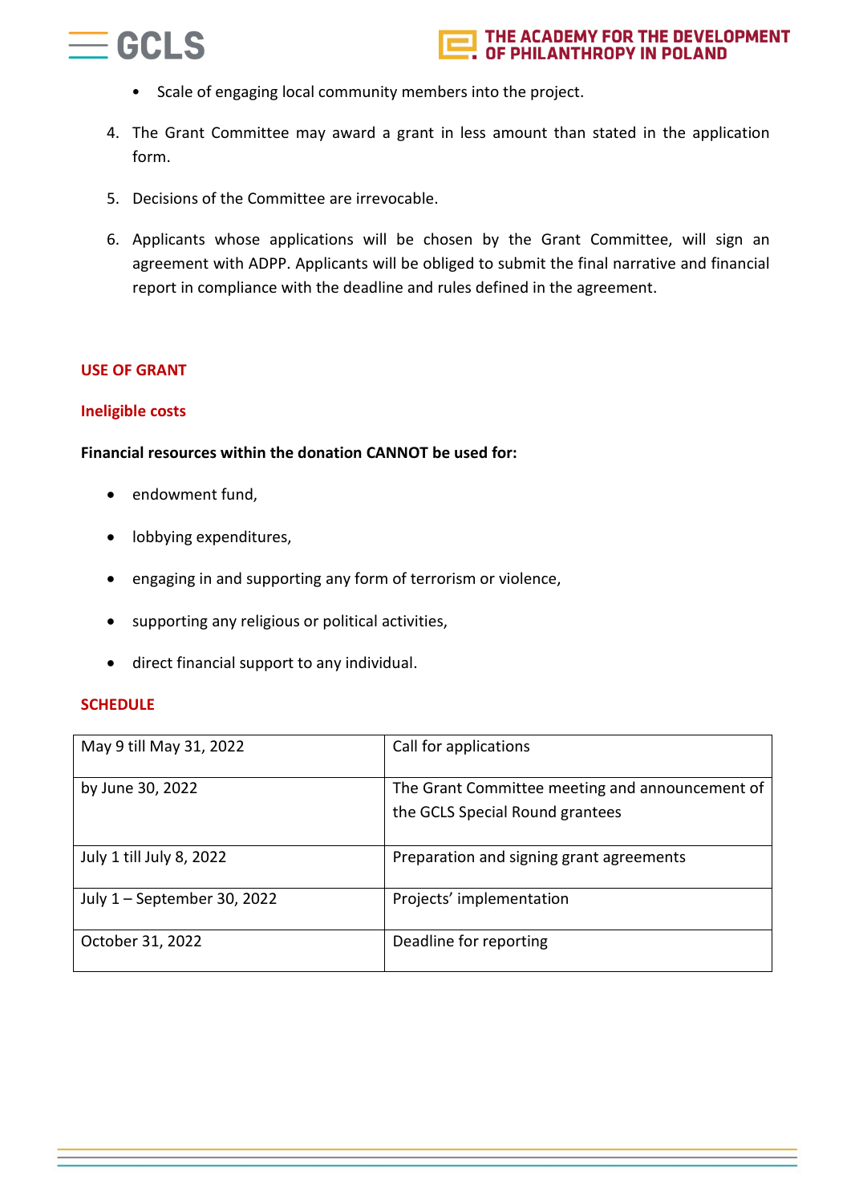- Scale of engaging local community members into the project.

4. The Grant Committee may award a grant in less amount than stated in the application form.
5. Decisions of the Committee are irrevocable.
6. Applicants whose applications will be chosen by the Grant Committee, will sign an agreement with ADPP. Applicants will be obliged to submit the final narrative and financial report in compliance with the deadline and rules defined in the agreement.

## USE OF GRANT

### Ineligible costs

**Financial resources within the donation CANNOT be used for:**

- endowment fund,
- lobbying expenditures,
- engaging in and supporting any form of terrorism or violence,
- supporting any religious or political activities,
- direct financial support to any individual.

## SCHEDULE

| | |
|---|---|
| May 9 till May 31, 2022 | Call for applications |
| by June 30, 2022 | The Grant Committee meeting and announcement of the GCLS Special Round grantees |
| July 1 till July 8, 2022 | Preparation and signing grant agreements |
| July 1 – September 30, 2022 | Projects' implementation |
| October 31, 2022 | Deadline for reporting |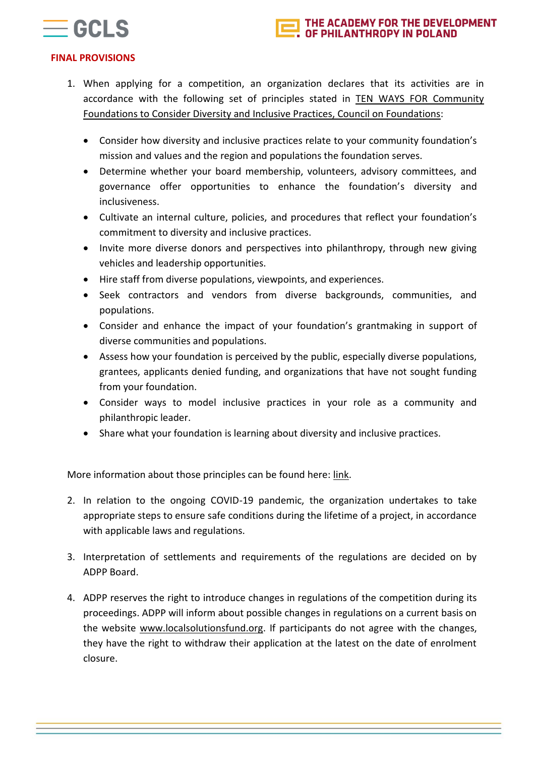## FINAL PROVISIONS

1. When applying for a competition, an organization declares that its activities are in accordance with the following set of principles stated in TEN WAYS FOR Community Foundations to Consider Diversity and Inclusive Practices, Council on Foundations:

   - Consider how diversity and inclusive practices relate to your community foundation's mission and values and the region and populations the foundation serves.
   - Determine whether your board membership, volunteers, advisory committees, and governance offer opportunities to enhance the foundation's diversity and inclusiveness.
   - Cultivate an internal culture, policies, and procedures that reflect your foundation's commitment to diversity and inclusive practices.
   - Invite more diverse donors and perspectives into philanthropy, through new giving vehicles and leadership opportunities.
   - Hire staff from diverse populations, viewpoints, and experiences.
   - Seek contractors and vendors from diverse backgrounds, communities, and populations.
   - Consider and enhance the impact of your foundation's grantmaking in support of diverse communities and populations.
   - Assess how your foundation is perceived by the public, especially diverse populations, grantees, applicants denied funding, and organizations that have not sought funding from your foundation.
   - Consider ways to model inclusive practices in your role as a community and philanthropic leader.
   - Share what your foundation is learning about diversity and inclusive practices.

   More information about those principles can be found here: link.

2. In relation to the ongoing COVID-19 pandemic, the organization undertakes to take appropriate steps to ensure safe conditions during the lifetime of a project, in accordance with applicable laws and regulations.

3. Interpretation of settlements and requirements of the regulations are decided on by ADPP Board.

4. ADPP reserves the right to introduce changes in regulations of the competition during its proceedings. ADPP will inform about possible changes in regulations on a current basis on the website www.localsolutionsfund.org. If participants do not agree with the changes, they have the right to withdraw their application at the latest on the date of enrolment closure.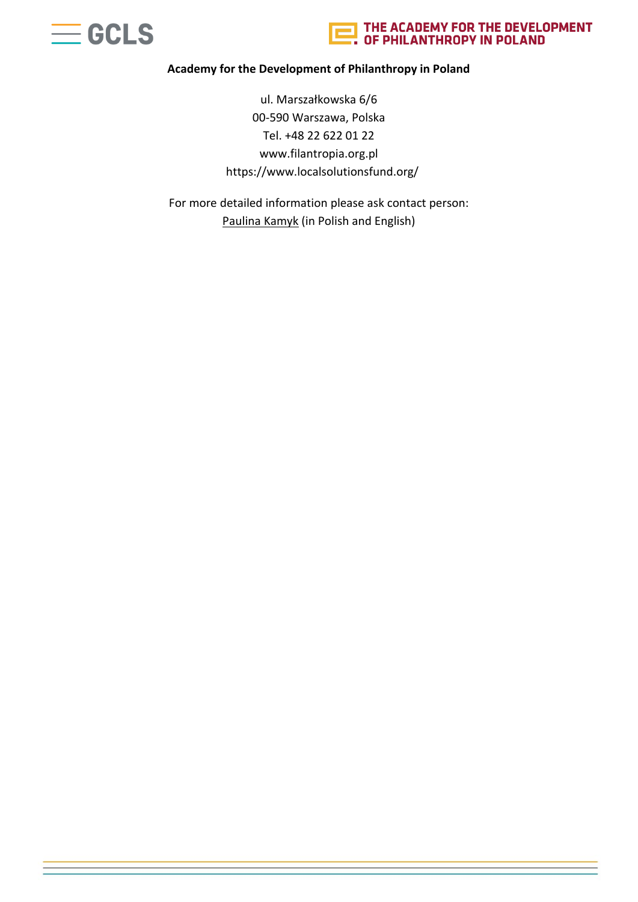**Academy for the Development of Philanthropy in Poland**

ul. Marszałkowska 6/6
00-590 Warszawa, Polska
Tel. +48 22 622 01 22
www.filantropia.org.pl
https://www.localsolutionsfund.org/

For more detailed information please ask contact person:
Paulina Kamyk (in Polish and English)